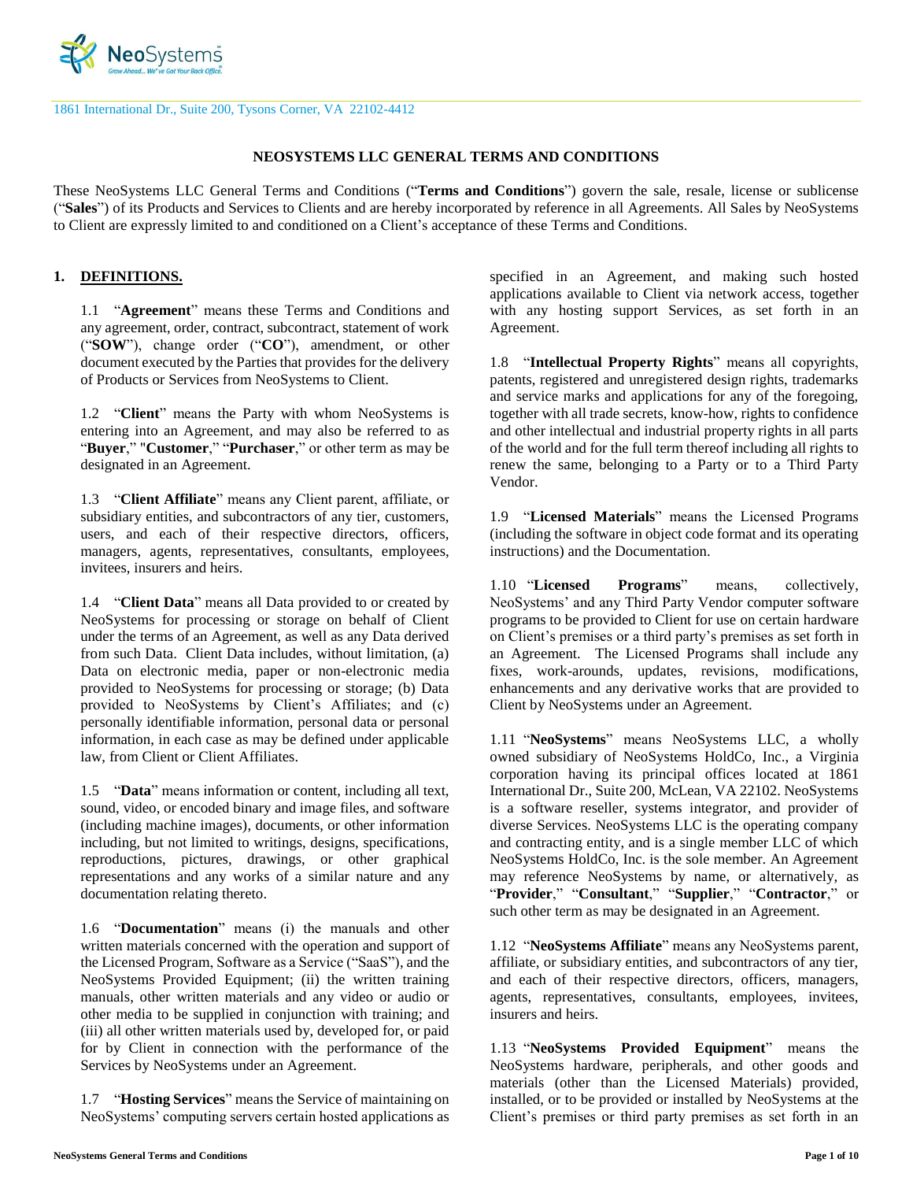1861 International Dr., Suite 200, Tysons Corner, VA 22102-4412

# NEOSYSTEMS LLC GENERAL TERMS AND CONDITIONS

These NeoSystems LLC General Terms and Conditions ("**Terms and Conditions**") govern the sale, resale, license or sublicense ("**Sales**") of its Products and Services to Clients and are hereby incorporated by reference in all Agreements. All Sales by NeoSystems to Client are expressly limited to and conditioned on a Client's acceptance of these Terms and Conditions.

## 1. DEFINITIONS.

1.1 "**Agreement**" means these Terms and Conditions and any agreement, order, contract, subcontract, statement of work ("**SOW**"), change order ("**CO**"), amendment, or other document executed by the Parties that provides for the delivery of Products or Services from NeoSystems to Client.

1.2 "**Client**" means the Party with whom NeoSystems is entering into an Agreement, and may also be referred to as "**Buyer**," "**Customer**," "**Purchaser**," or other term as may be designated in an Agreement.

1.3 "**Client Affiliate**" means any Client parent, affiliate, or subsidiary entities, and subcontractors of any tier, customers, users, and each of their respective directors, officers, managers, agents, representatives, consultants, employees, invitees, insurers and heirs.

1.4 "**Client Data**" means all Data provided to or created by NeoSystems for processing or storage on behalf of Client under the terms of an Agreement, as well as any Data derived from such Data. Client Data includes, without limitation, (a) Data on electronic media, paper or non-electronic media provided to NeoSystems for processing or storage; (b) Data provided to NeoSystems by Client's Affiliates; and (c) personally identifiable information, personal data or personal information, in each case as may be defined under applicable law, from Client or Client Affiliates.

1.5 "**Data**" means information or content, including all text, sound, video, or encoded binary and image files, and software (including machine images), documents, or other information including, but not limited to writings, designs, specifications, reproductions, pictures, drawings, or other graphical representations and any works of a similar nature and any documentation relating thereto.

1.6 "**Documentation**" means (i) the manuals and other written materials concerned with the operation and support of the Licensed Program, Software as a Service ("SaaS"), and the NeoSystems Provided Equipment; (ii) the written training manuals, other written materials and any video or audio or other media to be supplied in conjunction with training; and (iii) all other written materials used by, developed for, or paid for by Client in connection with the performance of the Services by NeoSystems under an Agreement.

1.7 "**Hosting Services**" means the Service of maintaining on NeoSystems' computing servers certain hosted applications as specified in an Agreement, and making such hosted applications available to Client via network access, together with any hosting support Services, as set forth in an Agreement.

1.8 "**Intellectual Property Rights**" means all copyrights, patents, registered and unregistered design rights, trademarks and service marks and applications for any of the foregoing, together with all trade secrets, know-how, rights to confidence and other intellectual and industrial property rights in all parts of the world and for the full term thereof including all rights to renew the same, belonging to a Party or to a Third Party Vendor.

1.9 "**Licensed Materials**" means the Licensed Programs (including the software in object code format and its operating instructions) and the Documentation.

1.10 "**Licensed Programs**" means, collectively, NeoSystems' and any Third Party Vendor computer software programs to be provided to Client for use on certain hardware on Client's premises or a third party's premises as set forth in an Agreement. The Licensed Programs shall include any fixes, work-arounds, updates, revisions, modifications, enhancements and any derivative works that are provided to Client by NeoSystems under an Agreement.

1.11 "**NeoSystems**" means NeoSystems LLC, a wholly owned subsidiary of NeoSystems HoldCo, Inc., a Virginia corporation having its principal offices located at 1861 International Dr., Suite 200, McLean, VA 22102. NeoSystems is a software reseller, systems integrator, and provider of diverse Services. NeoSystems LLC is the operating company and contracting entity, and is a single member LLC of which NeoSystems HoldCo, Inc. is the sole member. An Agreement may reference NeoSystems by name, or alternatively, as "**Provider**," "**Consultant**," "**Supplier**," "**Contractor**," or such other term as may be designated in an Agreement.

1.12 "**NeoSystems Affiliate**" means any NeoSystems parent, affiliate, or subsidiary entities, and subcontractors of any tier, and each of their respective directors, officers, managers, agents, representatives, consultants, employees, invitees, insurers and heirs.

1.13 "**NeoSystems Provided Equipment**" means the NeoSystems hardware, peripherals, and other goods and materials (other than the Licensed Materials) provided, installed, or to be provided or installed by NeoSystems at the Client's premises or third party premises as set forth in an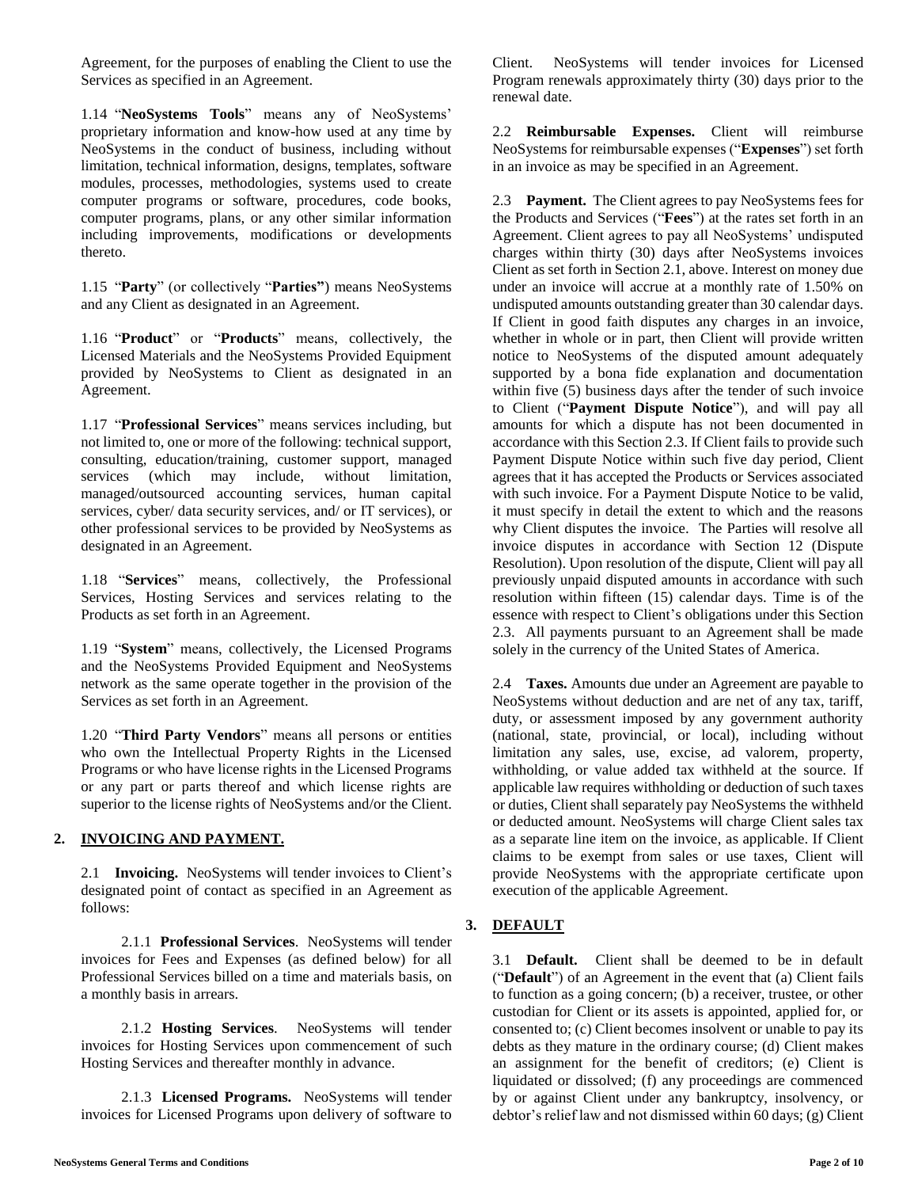Agreement, for the purposes of enabling the Client to use the Services as specified in an Agreement.

1.14 "**NeoSystems Tools**" means any of NeoSystems' proprietary information and know-how used at any time by NeoSystems in the conduct of business, including without limitation, technical information, designs, templates, software modules, processes, methodologies, systems used to create computer programs or software, procedures, code books, computer programs, plans, or any other similar information including improvements, modifications or developments thereto.

1.15 "**Party**" (or collectively "**Parties**") means NeoSystems and any Client as designated in an Agreement.

1.16 "**Product**" or "**Products**" means, collectively, the Licensed Materials and the NeoSystems Provided Equipment provided by NeoSystems to Client as designated in an Agreement.

1.17 "**Professional Services**" means services including, but not limited to, one or more of the following: technical support, consulting, education/training, customer support, managed services (which may include, without limitation, managed/outsourced accounting services, human capital services, cyber/ data security services, and/ or IT services), or other professional services to be provided by NeoSystems as designated in an Agreement.

1.18 "**Services**" means, collectively, the Professional Services, Hosting Services and services relating to the Products as set forth in an Agreement.

1.19 "**System**" means, collectively, the Licensed Programs and the NeoSystems Provided Equipment and NeoSystems network as the same operate together in the provision of the Services as set forth in an Agreement.

1.20 "**Third Party Vendors**" means all persons or entities who own the Intellectual Property Rights in the Licensed Programs or who have license rights in the Licensed Programs or any part or parts thereof and which license rights are superior to the license rights of NeoSystems and/or the Client.

## 2. INVOICING AND PAYMENT.

2.1 **Invoicing.** NeoSystems will tender invoices to Client's designated point of contact as specified in an Agreement as follows:

2.1.1 **Professional Services**. NeoSystems will tender invoices for Fees and Expenses (as defined below) for all Professional Services billed on a time and materials basis, on a monthly basis in arrears.

2.1.2 **Hosting Services**. NeoSystems will tender invoices for Hosting Services upon commencement of such Hosting Services and thereafter monthly in advance.

2.1.3 **Licensed Programs.** NeoSystems will tender invoices for Licensed Programs upon delivery of software to Client. NeoSystems will tender invoices for Licensed Program renewals approximately thirty (30) days prior to the renewal date.

2.2 **Reimbursable Expenses.** Client will reimburse NeoSystems for reimbursable expenses ("**Expenses**") set forth in an invoice as may be specified in an Agreement.

2.3 **Payment.** The Client agrees to pay NeoSystems fees for the Products and Services ("**Fees**") at the rates set forth in an Agreement. Client agrees to pay all NeoSystems' undisputed charges within thirty (30) days after NeoSystems invoices Client as set forth in Section 2.1, above. Interest on money due under an invoice will accrue at a monthly rate of 1.50% on undisputed amounts outstanding greater than 30 calendar days. If Client in good faith disputes any charges in an invoice, whether in whole or in part, then Client will provide written notice to NeoSystems of the disputed amount adequately supported by a bona fide explanation and documentation within five (5) business days after the tender of such invoice to Client ("**Payment Dispute Notice**"), and will pay all amounts for which a dispute has not been documented in accordance with this Section 2.3. If Client fails to provide such Payment Dispute Notice within such five day period, Client agrees that it has accepted the Products or Services associated with such invoice. For a Payment Dispute Notice to be valid, it must specify in detail the extent to which and the reasons why Client disputes the invoice. The Parties will resolve all invoice disputes in accordance with Section 12 (Dispute Resolution). Upon resolution of the dispute, Client will pay all previously unpaid disputed amounts in accordance with such resolution within fifteen (15) calendar days. Time is of the essence with respect to Client's obligations under this Section 2.3. All payments pursuant to an Agreement shall be made solely in the currency of the United States of America.

2.4 **Taxes.** Amounts due under an Agreement are payable to NeoSystems without deduction and are net of any tax, tariff, duty, or assessment imposed by any government authority (national, state, provincial, or local), including without limitation any sales, use, excise, ad valorem, property, withholding, or value added tax withheld at the source. If applicable law requires withholding or deduction of such taxes or duties, Client shall separately pay NeoSystems the withheld or deducted amount. NeoSystems will charge Client sales tax as a separate line item on the invoice, as applicable. If Client claims to be exempt from sales or use taxes, Client will provide NeoSystems with the appropriate certificate upon execution of the applicable Agreement.

## 3. DEFAULT

3.1 **Default.** Client shall be deemed to be in default ("**Default**") of an Agreement in the event that (a) Client fails to function as a going concern; (b) a receiver, trustee, or other custodian for Client or its assets is appointed, applied for, or consented to; (c) Client becomes insolvent or unable to pay its debts as they mature in the ordinary course; (d) Client makes an assignment for the benefit of creditors; (e) Client is liquidated or dissolved; (f) any proceedings are commenced by or against Client under any bankruptcy, insolvency, or debtor's relief law and not dismissed within 60 days; (g) Client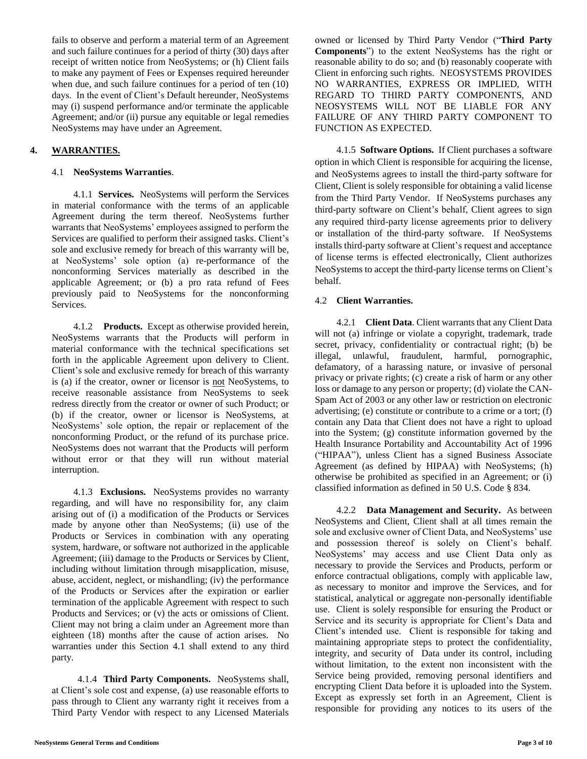fails to observe and perform a material term of an Agreement and such failure continues for a period of thirty (30) days after receipt of written notice from NeoSystems; or (h) Client fails to make any payment of Fees or Expenses required hereunder when due, and such failure continues for a period of ten (10) days. In the event of Client's Default hereunder, NeoSystems may (i) suspend performance and/or terminate the applicable Agreement; and/or (ii) pursue any equitable or legal remedies NeoSystems may have under an Agreement.

## 4. WARRANTIES.

### 4.1 NeoSystems Warranties.

4.1.1 **Services.** NeoSystems will perform the Services in material conformance with the terms of an applicable Agreement during the term thereof. NeoSystems further warrants that NeoSystems' employees assigned to perform the Services are qualified to perform their assigned tasks. Client's sole and exclusive remedy for breach of this warranty will be, at NeoSystems' sole option (a) re-performance of the nonconforming Services materially as described in the applicable Agreement; or (b) a pro rata refund of Fees previously paid to NeoSystems for the nonconforming Services.

4.1.2 **Products.** Except as otherwise provided herein, NeoSystems warrants that the Products will perform in material conformance with the technical specifications set forth in the applicable Agreement upon delivery to Client. Client's sole and exclusive remedy for breach of this warranty is (a) if the creator, owner or licensor is not NeoSystems, to receive reasonable assistance from NeoSystems to seek redress directly from the creator or owner of such Product; or (b) if the creator, owner or licensor is NeoSystems, at NeoSystems' sole option, the repair or replacement of the nonconforming Product, or the refund of its purchase price. NeoSystems does not warrant that the Products will perform without error or that they will run without material interruption.

4.1.3 **Exclusions.** NeoSystems provides no warranty regarding, and will have no responsibility for, any claim arising out of (i) a modification of the Products or Services made by anyone other than NeoSystems; (ii) use of the Products or Services in combination with any operating system, hardware, or software not authorized in the applicable Agreement; (iii) damage to the Products or Services by Client, including without limitation through misapplication, misuse, abuse, accident, neglect, or mishandling; (iv) the performance of the Products or Services after the expiration or earlier termination of the applicable Agreement with respect to such Products and Services; or (v) the acts or omissions of Client. Client may not bring a claim under an Agreement more than eighteen (18) months after the cause of action arises. No warranties under this Section 4.1 shall extend to any third party.

4.1.4 **Third Party Components.** NeoSystems shall, at Client's sole cost and expense, (a) use reasonable efforts to pass through to Client any warranty right it receives from a Third Party Vendor with respect to any Licensed Materials owned or licensed by Third Party Vendor ("**Third Party Components**") to the extent NeoSystems has the right or reasonable ability to do so; and (b) reasonably cooperate with Client in enforcing such rights. NEOSYSTEMS PROVIDES NO WARRANTIES, EXPRESS OR IMPLIED, WITH REGARD TO THIRD PARTY COMPONENTS, AND NEOSYSTEMS WILL NOT BE LIABLE FOR ANY FAILURE OF ANY THIRD PARTY COMPONENT TO FUNCTION AS EXPECTED.

4.1.5 **Software Options.** If Client purchases a software option in which Client is responsible for acquiring the license, and NeoSystems agrees to install the third-party software for Client, Client is solely responsible for obtaining a valid license from the Third Party Vendor. If NeoSystems purchases any third-party software on Client's behalf, Client agrees to sign any required third-party license agreements prior to delivery or installation of the third-party software. If NeoSystems installs third-party software at Client's request and acceptance of license terms is effected electronically, Client authorizes NeoSystems to accept the third-party license terms on Client's behalf.

### 4.2 Client Warranties.

4.2.1 **Client Data**. Client warrants that any Client Data will not (a) infringe or violate a copyright, trademark, trade secret, privacy, confidentiality or contractual right; (b) be illegal, unlawful, fraudulent, harmful, pornographic, defamatory, of a harassing nature, or invasive of personal privacy or private rights; (c) create a risk of harm or any other loss or damage to any person or property; (d) violate the CAN-Spam Act of 2003 or any other law or restriction on electronic advertising; (e) constitute or contribute to a crime or a tort; (f) contain any Data that Client does not have a right to upload into the System; (g) constitute information governed by the Health Insurance Portability and Accountability Act of 1996 ("HIPAA"), unless Client has a signed Business Associate Agreement (as defined by HIPAA) with NeoSystems; (h) otherwise be prohibited as specified in an Agreement; or (i) classified information as defined in 50 U.S. Code § 834.

4.2.2 **Data Management and Security.** As between NeoSystems and Client, Client shall at all times remain the sole and exclusive owner of Client Data, and NeoSystems' use and possession thereof is solely on Client's behalf. NeoSystems' may access and use Client Data only as necessary to provide the Services and Products, perform or enforce contractual obligations, comply with applicable law, as necessary to monitor and improve the Services, and for statistical, analytical or aggregate non-personally identifiable use. Client is solely responsible for ensuring the Product or Service and its security is appropriate for Client's Data and Client's intended use. Client is responsible for taking and maintaining appropriate steps to protect the confidentiality, integrity, and security of Data under its control, including without limitation, to the extent non inconsistent with the Service being provided, removing personal identifiers and encrypting Client Data before it is uploaded into the System. Except as expressly set forth in an Agreement, Client is responsible for providing any notices to its users of the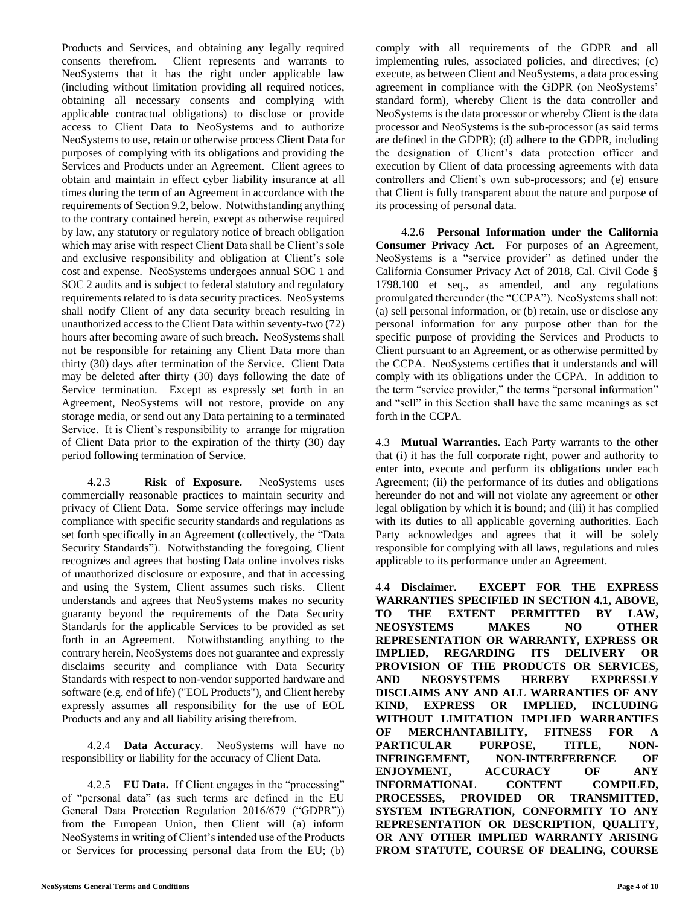Products and Services, and obtaining any legally required consents therefrom. Client represents and warrants to NeoSystems that it has the right under applicable law (including without limitation providing all required notices, obtaining all necessary consents and complying with applicable contractual obligations) to disclose or provide access to Client Data to NeoSystems and to authorize NeoSystems to use, retain or otherwise process Client Data for purposes of complying with its obligations and providing the Services and Products under an Agreement. Client agrees to obtain and maintain in effect cyber liability insurance at all times during the term of an Agreement in accordance with the requirements of Section 9.2, below. Notwithstanding anything to the contrary contained herein, except as otherwise required by law, any statutory or regulatory notice of breach obligation which may arise with respect Client Data shall be Client's sole and exclusive responsibility and obligation at Client's sole cost and expense. NeoSystems undergoes annual SOC 1 and SOC 2 audits and is subject to federal statutory and regulatory requirements related to is data security practices. NeoSystems shall notify Client of any data security breach resulting in unauthorized access to the Client Data within seventy-two (72) hours after becoming aware of such breach. NeoSystems shall not be responsible for retaining any Client Data more than thirty (30) days after termination of the Service. Client Data may be deleted after thirty (30) days following the date of Service termination. Except as expressly set forth in an Agreement, NeoSystems will not restore, provide on any storage media, or send out any Data pertaining to a terminated Service. It is Client's responsibility to arrange for migration of Client Data prior to the expiration of the thirty (30) day period following termination of Service.

4.2.3 **Risk of Exposure.** NeoSystems uses commercially reasonable practices to maintain security and privacy of Client Data. Some service offerings may include compliance with specific security standards and regulations as set forth specifically in an Agreement (collectively, the "Data Security Standards"). Notwithstanding the foregoing, Client recognizes and agrees that hosting Data online involves risks of unauthorized disclosure or exposure, and that in accessing and using the System, Client assumes such risks. Client understands and agrees that NeoSystems makes no security guaranty beyond the requirements of the Data Security Standards for the applicable Services to be provided as set forth in an Agreement. Notwithstanding anything to the contrary herein, NeoSystems does not guarantee and expressly disclaims security and compliance with Data Security Standards with respect to non-vendor supported hardware and software (e.g. end of life) ("EOL Products"), and Client hereby expressly assumes all responsibility for the use of EOL Products and any and all liability arising therefrom.

4.2.4 **Data Accuracy**. NeoSystems will have no responsibility or liability for the accuracy of Client Data.

4.2.5 **EU Data.** If Client engages in the "processing" of "personal data" (as such terms are defined in the EU General Data Protection Regulation 2016/679 ("GDPR")) from the European Union, then Client will (a) inform NeoSystems in writing of Client's intended use of the Products or Services for processing personal data from the EU; (b) comply with all requirements of the GDPR and all implementing rules, associated policies, and directives; (c) execute, as between Client and NeoSystems, a data processing agreement in compliance with the GDPR (on NeoSystems' standard form), whereby Client is the data controller and NeoSystems is the data processor or whereby Client is the data processor and NeoSystems is the sub-processor (as said terms are defined in the GDPR); (d) adhere to the GDPR, including the designation of Client's data protection officer and execution by Client of data processing agreements with data controllers and Client's own sub-processors; and (e) ensure that Client is fully transparent about the nature and purpose of its processing of personal data.

4.2.6 **Personal Information under the California Consumer Privacy Act.** For purposes of an Agreement, NeoSystems is a "service provider" as defined under the California Consumer Privacy Act of 2018, Cal. Civil Code § 1798.100 et seq., as amended, and any regulations promulgated thereunder (the "CCPA"). NeoSystems shall not: (a) sell personal information, or (b) retain, use or disclose any personal information for any purpose other than for the specific purpose of providing the Services and Products to Client pursuant to an Agreement, or as otherwise permitted by the CCPA. NeoSystems certifies that it understands and will comply with its obligations under the CCPA. In addition to the term "service provider," the terms "personal information" and "sell" in this Section shall have the same meanings as set forth in the CCPA.

4.3 **Mutual Warranties.** Each Party warrants to the other that (i) it has the full corporate right, power and authority to enter into, execute and perform its obligations under each Agreement; (ii) the performance of its duties and obligations hereunder do not and will not violate any agreement or other legal obligation by which it is bound; and (iii) it has complied with its duties to all applicable governing authorities. Each Party acknowledges and agrees that it will be solely responsible for complying with all laws, regulations and rules applicable to its performance under an Agreement.

4.4 **Disclaimer. EXCEPT FOR THE EXPRESS WARRANTIES SPECIFIED IN SECTION 4.1, ABOVE, TO THE EXTENT PERMITTED BY LAW, NEOSYSTEMS MAKES NO OTHER REPRESENTATION OR WARRANTY, EXPRESS OR IMPLIED, REGARDING ITS DELIVERY OR PROVISION OF THE PRODUCTS OR SERVICES, AND NEOSYSTEMS HEREBY EXPRESSLY DISCLAIMS ANY AND ALL WARRANTIES OF ANY KIND, EXPRESS OR IMPLIED, INCLUDING WITHOUT LIMITATION IMPLIED WARRANTIES OF MERCHANTABILITY, FITNESS FOR A PARTICULAR PURPOSE, TITLE, NON-INFRINGEMENT, NON-INTERFERENCE OF ENJOYMENT, ACCURACY OF ANY INFORMATIONAL CONTENT COMPILED, PROCESSES, PROVIDED OR TRANSMITTED, SYSTEM INTEGRATION, CONFORMITY TO ANY REPRESENTATION OR DESCRIPTION, QUALITY, OR ANY OTHER IMPLIED WARRANTY ARISING FROM STATUTE, COURSE OF DEALING, COURSE**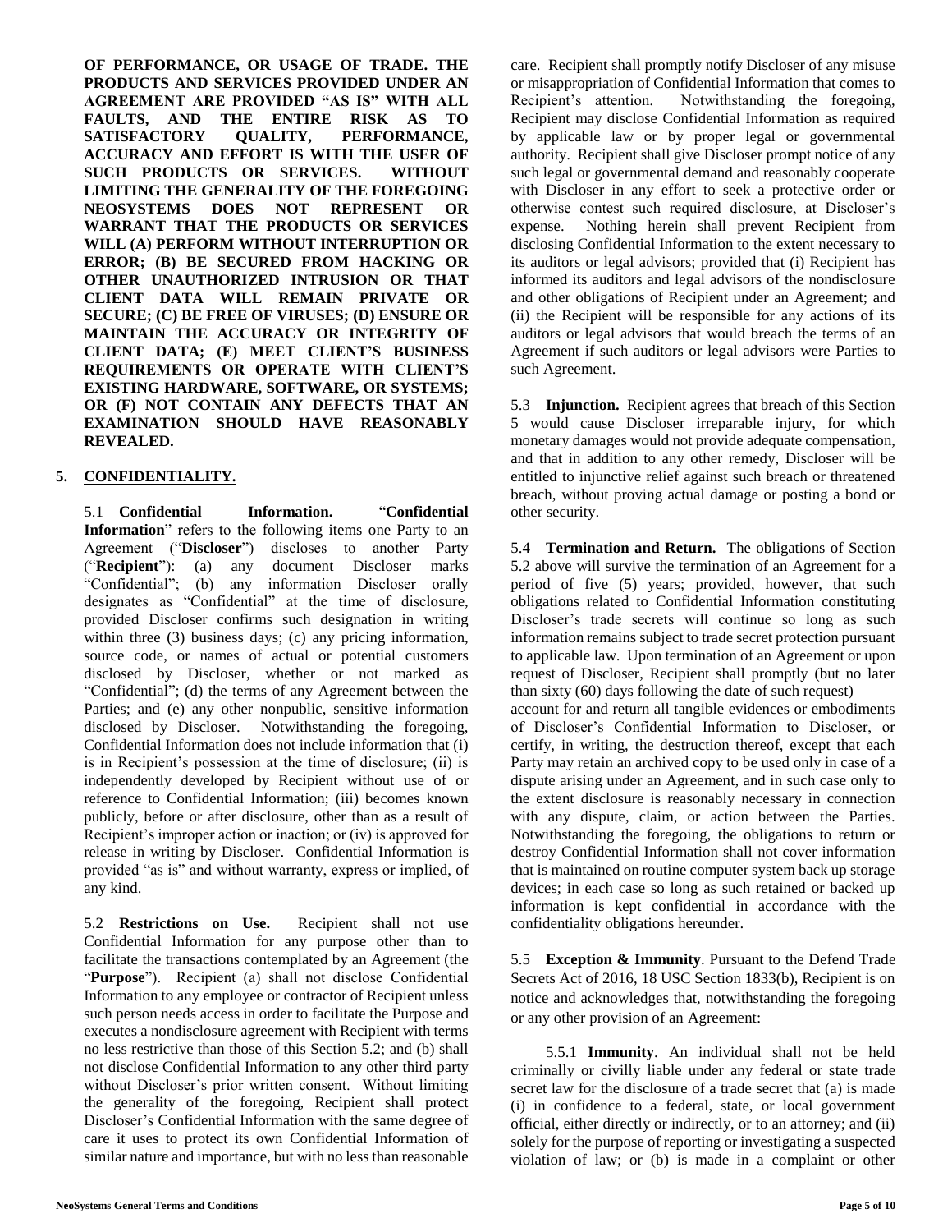**OF PERFORMANCE, OR USAGE OF TRADE. THE PRODUCTS AND SERVICES PROVIDED UNDER AN AGREEMENT ARE PROVIDED "AS IS" WITH ALL FAULTS, AND THE ENTIRE RISK AS TO SATISFACTORY QUALITY, PERFORMANCE, ACCURACY AND EFFORT IS WITH THE USER OF SUCH PRODUCTS OR SERVICES. WITHOUT LIMITING THE GENERALITY OF THE FOREGOING NEOSYSTEMS DOES NOT REPRESENT OR WARRANT THAT THE PRODUCTS OR SERVICES WILL (A) PERFORM WITHOUT INTERRUPTION OR ERROR; (B) BE SECURED FROM HACKING OR OTHER UNAUTHORIZED INTRUSION OR THAT CLIENT DATA WILL REMAIN PRIVATE OR SECURE; (C) BE FREE OF VIRUSES; (D) ENSURE OR MAINTAIN THE ACCURACY OR INTEGRITY OF CLIENT DATA; (E) MEET CLIENT'S BUSINESS REQUIREMENTS OR OPERATE WITH CLIENT'S EXISTING HARDWARE, SOFTWARE, OR SYSTEMS; OR (F) NOT CONTAIN ANY DEFECTS THAT AN EXAMINATION SHOULD HAVE REASONABLY REVEALED.**

## 5. CONFIDENTIALITY.

5.1 **Confidential Information.** "**Confidential Information**" refers to the following items one Party to an Agreement ("**Discloser**") discloses to another Party ("**Recipient**"): (a) any document Discloser marks "Confidential"; (b) any information Discloser orally designates as "Confidential" at the time of disclosure, provided Discloser confirms such designation in writing within three (3) business days; (c) any pricing information, source code, or names of actual or potential customers disclosed by Discloser, whether or not marked as "Confidential"; (d) the terms of any Agreement between the Parties; and (e) any other nonpublic, sensitive information disclosed by Discloser. Notwithstanding the foregoing, Confidential Information does not include information that (i) is in Recipient's possession at the time of disclosure; (ii) is independently developed by Recipient without use of or reference to Confidential Information; (iii) becomes known publicly, before or after disclosure, other than as a result of Recipient's improper action or inaction; or (iv) is approved for release in writing by Discloser. Confidential Information is provided "as is" and without warranty, express or implied, of any kind.

5.2 **Restrictions on Use.** Recipient shall not use Confidential Information for any purpose other than to facilitate the transactions contemplated by an Agreement (the "**Purpose**"). Recipient (a) shall not disclose Confidential Information to any employee or contractor of Recipient unless such person needs access in order to facilitate the Purpose and executes a nondisclosure agreement with Recipient with terms no less restrictive than those of this Section 5.2; and (b) shall not disclose Confidential Information to any other third party without Discloser's prior written consent. Without limiting the generality of the foregoing, Recipient shall protect Discloser's Confidential Information with the same degree of care it uses to protect its own Confidential Information of similar nature and importance, but with no less than reasonable care. Recipient shall promptly notify Discloser of any misuse or misappropriation of Confidential Information that comes to Recipient's attention. Notwithstanding the foregoing, Recipient may disclose Confidential Information as required by applicable law or by proper legal or governmental authority. Recipient shall give Discloser prompt notice of any such legal or governmental demand and reasonably cooperate with Discloser in any effort to seek a protective order or otherwise contest such required disclosure, at Discloser's expense. Nothing herein shall prevent Recipient from disclosing Confidential Information to the extent necessary to its auditors or legal advisors; provided that (i) Recipient has informed its auditors and legal advisors of the nondisclosure and other obligations of Recipient under an Agreement; and (ii) the Recipient will be responsible for any actions of its auditors or legal advisors that would breach the terms of an Agreement if such auditors or legal advisors were Parties to such Agreement.

5.3 **Injunction.** Recipient agrees that breach of this Section 5 would cause Discloser irreparable injury, for which monetary damages would not provide adequate compensation, and that in addition to any other remedy, Discloser will be entitled to injunctive relief against such breach or threatened breach, without proving actual damage or posting a bond or other security.

5.4 **Termination and Return.** The obligations of Section 5.2 above will survive the termination of an Agreement for a period of five (5) years; provided, however, that such obligations related to Confidential Information constituting Discloser's trade secrets will continue so long as such information remains subject to trade secret protection pursuant to applicable law. Upon termination of an Agreement or upon request of Discloser, Recipient shall promptly (but no later than sixty (60) days following the date of such request) account for and return all tangible evidences or embodiments of Discloser's Confidential Information to Discloser, or certify, in writing, the destruction thereof, except that each Party may retain an archived copy to be used only in case of a dispute arising under an Agreement, and in such case only to the extent disclosure is reasonably necessary in connection with any dispute, claim, or action between the Parties. Notwithstanding the foregoing, the obligations to return or destroy Confidential Information shall not cover information that is maintained on routine computer system back up storage devices; in each case so long as such retained or backed up information is kept confidential in accordance with the confidentiality obligations hereunder.

5.5 **Exception & Immunity**. Pursuant to the Defend Trade Secrets Act of 2016, 18 USC Section 1833(b), Recipient is on notice and acknowledges that, notwithstanding the foregoing or any other provision of an Agreement:

5.5.1 **Immunity**. An individual shall not be held criminally or civilly liable under any federal or state trade secret law for the disclosure of a trade secret that (a) is made (i) in confidence to a federal, state, or local government official, either directly or indirectly, or to an attorney; and (ii) solely for the purpose of reporting or investigating a suspected violation of law; or (b) is made in a complaint or other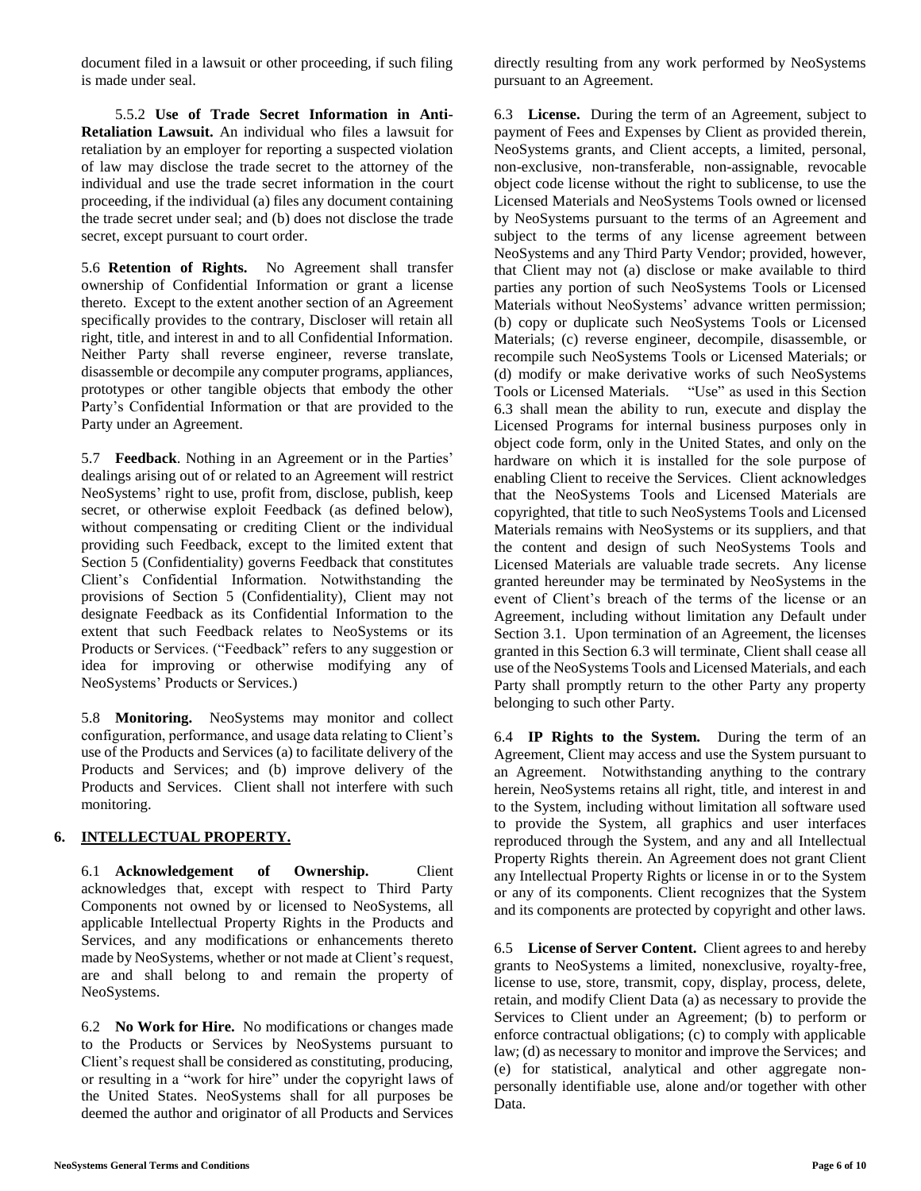document filed in a lawsuit or other proceeding, if such filing is made under seal.

5.5.2 **Use of Trade Secret Information in Anti-Retaliation Lawsuit.** An individual who files a lawsuit for retaliation by an employer for reporting a suspected violation of law may disclose the trade secret to the attorney of the individual and use the trade secret information in the court proceeding, if the individual (a) files any document containing the trade secret under seal; and (b) does not disclose the trade secret, except pursuant to court order.

5.6 **Retention of Rights.** No Agreement shall transfer ownership of Confidential Information or grant a license thereto. Except to the extent another section of an Agreement specifically provides to the contrary, Discloser will retain all right, title, and interest in and to all Confidential Information. Neither Party shall reverse engineer, reverse translate, disassemble or decompile any computer programs, appliances, prototypes or other tangible objects that embody the other Party's Confidential Information or that are provided to the Party under an Agreement.

5.7 **Feedback**. Nothing in an Agreement or in the Parties' dealings arising out of or related to an Agreement will restrict NeoSystems' right to use, profit from, disclose, publish, keep secret, or otherwise exploit Feedback (as defined below), without compensating or crediting Client or the individual providing such Feedback, except to the limited extent that Section 5 (Confidentiality) governs Feedback that constitutes Client's Confidential Information. Notwithstanding the provisions of Section 5 (Confidentiality), Client may not designate Feedback as its Confidential Information to the extent that such Feedback relates to NeoSystems or its Products or Services. ("Feedback" refers to any suggestion or idea for improving or otherwise modifying any of NeoSystems' Products or Services.)

5.8 **Monitoring.** NeoSystems may monitor and collect configuration, performance, and usage data relating to Client's use of the Products and Services (a) to facilitate delivery of the Products and Services; and (b) improve delivery of the Products and Services. Client shall not interfere with such monitoring.

## 6. INTELLECTUAL PROPERTY.

6.1 **Acknowledgement of Ownership.** Client acknowledges that, except with respect to Third Party Components not owned by or licensed to NeoSystems, all applicable Intellectual Property Rights in the Products and Services, and any modifications or enhancements thereto made by NeoSystems, whether or not made at Client's request, are and shall belong to and remain the property of NeoSystems.

6.2 **No Work for Hire.** No modifications or changes made to the Products or Services by NeoSystems pursuant to Client's request shall be considered as constituting, producing, or resulting in a "work for hire" under the copyright laws of the United States. NeoSystems shall for all purposes be deemed the author and originator of all Products and Services directly resulting from any work performed by NeoSystems pursuant to an Agreement.

6.3 **License.** During the term of an Agreement, subject to payment of Fees and Expenses by Client as provided therein, NeoSystems grants, and Client accepts, a limited, personal, non-exclusive, non-transferable, non-assignable, revocable object code license without the right to sublicense, to use the Licensed Materials and NeoSystems Tools owned or licensed by NeoSystems pursuant to the terms of an Agreement and subject to the terms of any license agreement between NeoSystems and any Third Party Vendor; provided, however, that Client may not (a) disclose or make available to third parties any portion of such NeoSystems Tools or Licensed Materials without NeoSystems' advance written permission; (b) copy or duplicate such NeoSystems Tools or Licensed Materials; (c) reverse engineer, decompile, disassemble, or recompile such NeoSystems Tools or Licensed Materials; or (d) modify or make derivative works of such NeoSystems Tools or Licensed Materials. "Use" as used in this Section 6.3 shall mean the ability to run, execute and display the Licensed Programs for internal business purposes only in object code form, only in the United States, and only on the hardware on which it is installed for the sole purpose of enabling Client to receive the Services. Client acknowledges that the NeoSystems Tools and Licensed Materials are copyrighted, that title to such NeoSystems Tools and Licensed Materials remains with NeoSystems or its suppliers, and that the content and design of such NeoSystems Tools and Licensed Materials are valuable trade secrets. Any license granted hereunder may be terminated by NeoSystems in the event of Client's breach of the terms of the license or an Agreement, including without limitation any Default under Section 3.1. Upon termination of an Agreement, the licenses granted in this Section 6.3 will terminate, Client shall cease all use of the NeoSystems Tools and Licensed Materials, and each Party shall promptly return to the other Party any property belonging to such other Party.

6.4 **IP Rights to the System.** During the term of an Agreement, Client may access and use the System pursuant to an Agreement. Notwithstanding anything to the contrary herein, NeoSystems retains all right, title, and interest in and to the System, including without limitation all software used to provide the System, all graphics and user interfaces reproduced through the System, and any and all Intellectual Property Rights therein. An Agreement does not grant Client any Intellectual Property Rights or license in or to the System or any of its components. Client recognizes that the System and its components are protected by copyright and other laws.

6.5 **License of Server Content.** Client agrees to and hereby grants to NeoSystems a limited, nonexclusive, royalty-free, license to use, store, transmit, copy, display, process, delete, retain, and modify Client Data (a) as necessary to provide the Services to Client under an Agreement; (b) to perform or enforce contractual obligations; (c) to comply with applicable law; (d) as necessary to monitor and improve the Services; and (e) for statistical, analytical and other aggregate non-personally identifiable use, alone and/or together with other Data.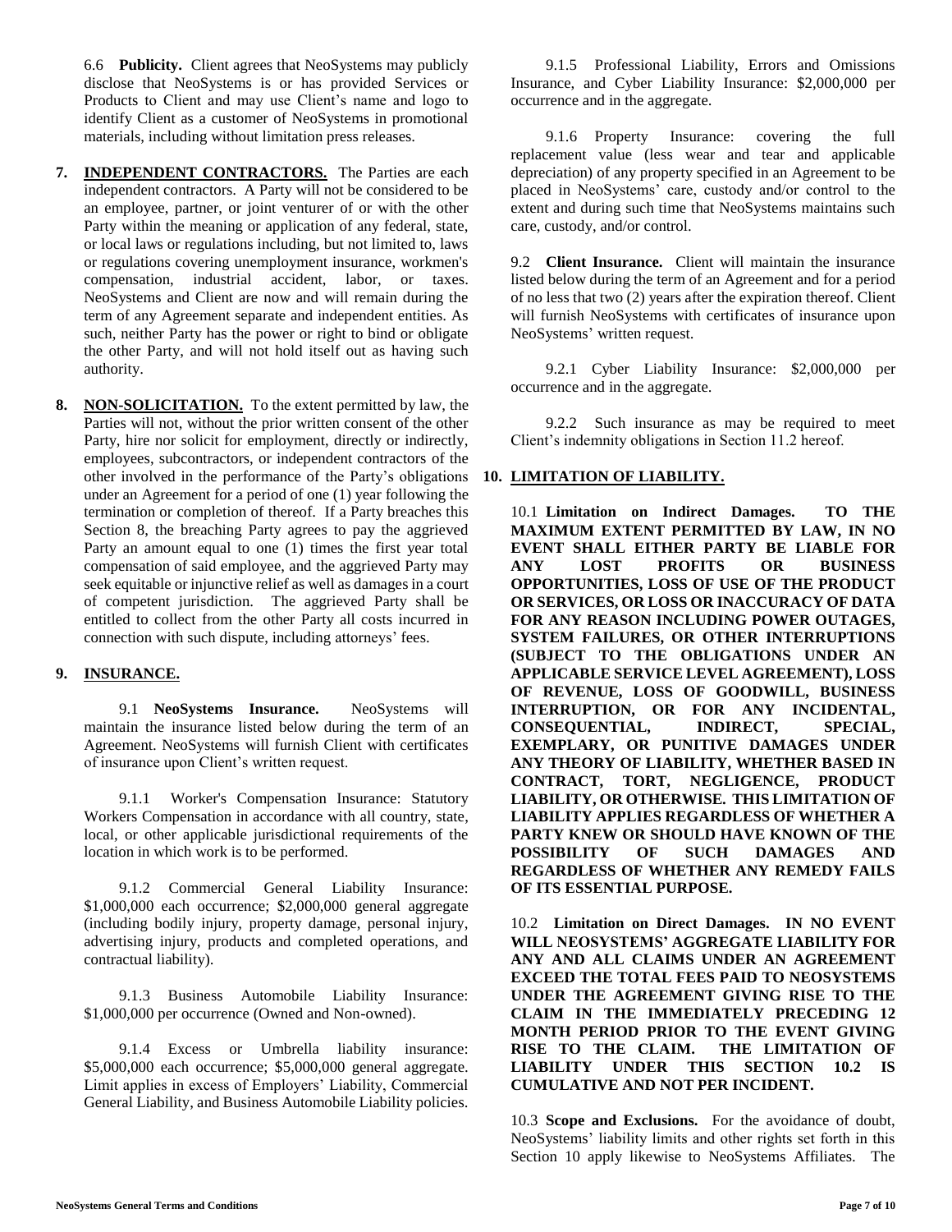6.6 **Publicity.** Client agrees that NeoSystems may publicly disclose that NeoSystems is or has provided Services or Products to Client and may use Client's name and logo to identify Client as a customer of NeoSystems in promotional materials, including without limitation press releases.

**7. INDEPENDENT CONTRACTORS.** The Parties are each independent contractors. A Party will not be considered to be an employee, partner, or joint venturer of or with the other Party within the meaning or application of any federal, state, or local laws or regulations including, but not limited to, laws or regulations covering unemployment insurance, workmen's compensation, industrial accident, labor, or taxes. NeoSystems and Client are now and will remain during the term of any Agreement separate and independent entities. As such, neither Party has the power or right to bind or obligate the other Party, and will not hold itself out as having such authority.

**8. NON-SOLICITATION.** To the extent permitted by law, the Parties will not, without the prior written consent of the other Party, hire nor solicit for employment, directly or indirectly, employees, subcontractors, or independent contractors of the other involved in the performance of the Party's obligations under an Agreement for a period of one (1) year following the termination or completion of thereof. If a Party breaches this Section 8, the breaching Party agrees to pay the aggrieved Party an amount equal to one (1) times the first year total compensation of said employee, and the aggrieved Party may seek equitable or injunctive relief as well as damages in a court of competent jurisdiction. The aggrieved Party shall be entitled to collect from the other Party all costs incurred in connection with such dispute, including attorneys' fees.

**9. INSURANCE.**

9.1 **NeoSystems Insurance.** NeoSystems will maintain the insurance listed below during the term of an Agreement. NeoSystems will furnish Client with certificates of insurance upon Client's written request.

9.1.1 Worker's Compensation Insurance: Statutory Workers Compensation in accordance with all country, state, local, or other applicable jurisdictional requirements of the location in which work is to be performed.

9.1.2 Commercial General Liability Insurance: \$1,000,000 each occurrence; \$2,000,000 general aggregate (including bodily injury, property damage, personal injury, advertising injury, products and completed operations, and contractual liability).

9.1.3 Business Automobile Liability Insurance: \$1,000,000 per occurrence (Owned and Non-owned).

9.1.4 Excess or Umbrella liability insurance: \$5,000,000 each occurrence; \$5,000,000 general aggregate. Limit applies in excess of Employers' Liability, Commercial General Liability, and Business Automobile Liability policies.

9.1.5 Professional Liability, Errors and Omissions Insurance, and Cyber Liability Insurance: \$2,000,000 per occurrence and in the aggregate.

9.1.6 Property Insurance: covering the full replacement value (less wear and tear and applicable depreciation) of any property specified in an Agreement to be placed in NeoSystems' care, custody and/or control to the extent and during such time that NeoSystems maintains such care, custody, and/or control.

9.2 **Client Insurance.** Client will maintain the insurance listed below during the term of an Agreement and for a period of no less that two (2) years after the expiration thereof. Client will furnish NeoSystems with certificates of insurance upon NeoSystems' written request.

9.2.1 Cyber Liability Insurance: \$2,000,000 per occurrence and in the aggregate.

9.2.2 Such insurance as may be required to meet Client's indemnity obligations in Section 11.2 hereof.

**10. LIMITATION OF LIABILITY.**

10.1 **Limitation on Indirect Damages. TO THE MAXIMUM EXTENT PERMITTED BY LAW, IN NO EVENT SHALL EITHER PARTY BE LIABLE FOR ANY LOST PROFITS OR BUSINESS OPPORTUNITIES, LOSS OF USE OF THE PRODUCT OR SERVICES, OR LOSS OR INACCURACY OF DATA FOR ANY REASON INCLUDING POWER OUTAGES, SYSTEM FAILURES, OR OTHER INTERRUPTIONS (SUBJECT TO THE OBLIGATIONS UNDER AN APPLICABLE SERVICE LEVEL AGREEMENT), LOSS OF REVENUE, LOSS OF GOODWILL, BUSINESS INTERRUPTION, OR FOR ANY INCIDENTAL, CONSEQUENTIAL, INDIRECT, SPECIAL, EXEMPLARY, OR PUNITIVE DAMAGES UNDER ANY THEORY OF LIABILITY, WHETHER BASED IN CONTRACT, TORT, NEGLIGENCE, PRODUCT LIABILITY, OR OTHERWISE. THIS LIMITATION OF LIABILITY APPLIES REGARDLESS OF WHETHER A PARTY KNEW OR SHOULD HAVE KNOWN OF THE POSSIBILITY OF SUCH DAMAGES AND REGARDLESS OF WHETHER ANY REMEDY FAILS OF ITS ESSENTIAL PURPOSE.**

10.2 **Limitation on Direct Damages. IN NO EVENT WILL NEOSYSTEMS' AGGREGATE LIABILITY FOR ANY AND ALL CLAIMS UNDER AN AGREEMENT EXCEED THE TOTAL FEES PAID TO NEOSYSTEMS UNDER THE AGREEMENT GIVING RISE TO THE CLAIM IN THE IMMEDIATELY PRECEDING 12 MONTH PERIOD PRIOR TO THE EVENT GIVING RISE TO THE CLAIM. THE LIMITATION OF LIABILITY UNDER THIS SECTION 10.2 IS CUMULATIVE AND NOT PER INCIDENT.**

10.3 **Scope and Exclusions.** For the avoidance of doubt, NeoSystems' liability limits and other rights set forth in this Section 10 apply likewise to NeoSystems Affiliates. The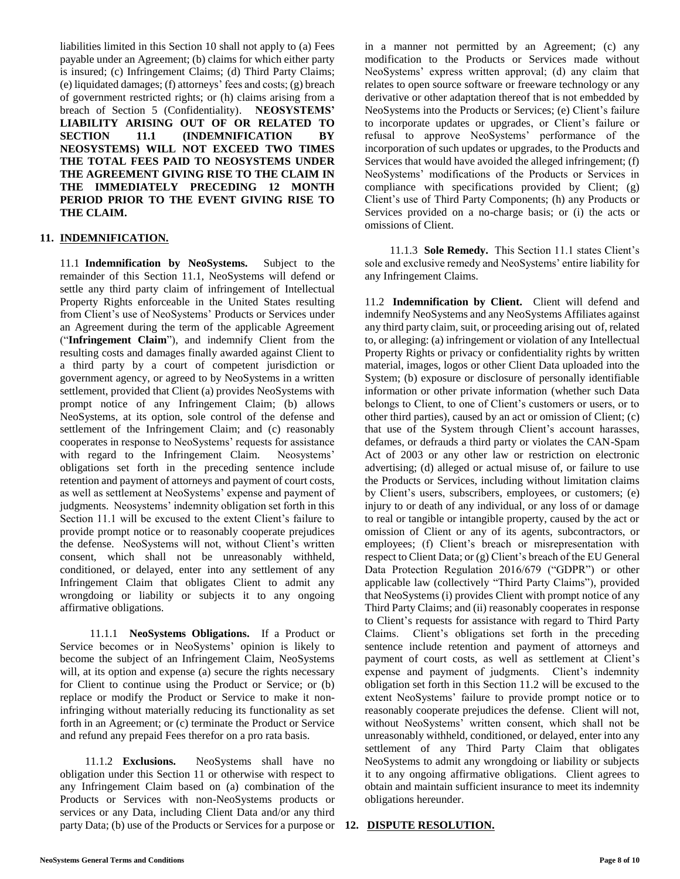liabilities limited in this Section 10 shall not apply to (a) Fees payable under an Agreement; (b) claims for which either party is insured; (c) Infringement Claims; (d) Third Party Claims; (e) liquidated damages; (f) attorneys' fees and costs; (g) breach of government restricted rights; or (h) claims arising from a breach of Section 5 (Confidentiality). **NEOSYSTEMS' LIABILITY ARISING OUT OF OR RELATED TO SECTION 11.1 (INDEMNIFICATION BY NEOSYSTEMS) WILL NOT EXCEED TWO TIMES THE TOTAL FEES PAID TO NEOSYSTEMS UNDER THE AGREEMENT GIVING RISE TO THE CLAIM IN THE IMMEDIATELY PRECEDING 12 MONTH PERIOD PRIOR TO THE EVENT GIVING RISE TO THE CLAIM.**

## 11. INDEMNIFICATION.

11.1 **Indemnification by NeoSystems.** Subject to the remainder of this Section 11.1, NeoSystems will defend or settle any third party claim of infringement of Intellectual Property Rights enforceable in the United States resulting from Client's use of NeoSystems' Products or Services under an Agreement during the term of the applicable Agreement ("**Infringement Claim**"), and indemnify Client from the resulting costs and damages finally awarded against Client to a third party by a court of competent jurisdiction or government agency, or agreed to by NeoSystems in a written settlement, provided that Client (a) provides NeoSystems with prompt notice of any Infringement Claim; (b) allows NeoSystems, at its option, sole control of the defense and settlement of the Infringement Claim; and (c) reasonably cooperates in response to NeoSystems' requests for assistance with regard to the Infringement Claim. Neosystems' obligations set forth in the preceding sentence include retention and payment of attorneys and payment of court costs, as well as settlement at NeoSystems' expense and payment of judgments. Neosystems' indemnity obligation set forth in this Section 11.1 will be excused to the extent Client's failure to provide prompt notice or to reasonably cooperate prejudices the defense. NeoSystems will not, without Client's written consent, which shall not be unreasonably withheld, conditioned, or delayed, enter into any settlement of any Infringement Claim that obligates Client to admit any wrongdoing or liability or subjects it to any ongoing affirmative obligations.

11.1.1 **NeoSystems Obligations.** If a Product or Service becomes or in NeoSystems' opinion is likely to become the subject of an Infringement Claim, NeoSystems will, at its option and expense (a) secure the rights necessary for Client to continue using the Product or Service; or (b) replace or modify the Product or Service to make it non-infringing without materially reducing its functionality as set forth in an Agreement; or (c) terminate the Product or Service and refund any prepaid Fees therefor on a pro rata basis.

11.1.2 **Exclusions.** NeoSystems shall have no obligation under this Section 11 or otherwise with respect to any Infringement Claim based on (a) combination of the Products or Services with non-NeoSystems products or services or any Data, including Client Data and/or any third party Data; (b) use of the Products or Services for a purpose or in a manner not permitted by an Agreement; (c) any modification to the Products or Services made without NeoSystems' express written approval; (d) any claim that relates to open source software or freeware technology or any derivative or other adaptation thereof that is not embedded by NeoSystems into the Products or Services; (e) Client's failure to incorporate updates or upgrades, or Client's failure or refusal to approve NeoSystems' performance of the incorporation of such updates or upgrades, to the Products and Services that would have avoided the alleged infringement; (f) NeoSystems' modifications of the Products or Services in compliance with specifications provided by Client; (g) Client's use of Third Party Components; (h) any Products or Services provided on a no-charge basis; or (i) the acts or omissions of Client.

11.1.3 **Sole Remedy.** This Section 11.1 states Client's sole and exclusive remedy and NeoSystems' entire liability for any Infringement Claims.

11.2 **Indemnification by Client.** Client will defend and indemnify NeoSystems and any NeoSystems Affiliates against any third party claim, suit, or proceeding arising out of, related to, or alleging: (a) infringement or violation of any Intellectual Property Rights or privacy or confidentiality rights by written material, images, logos or other Client Data uploaded into the System; (b) exposure or disclosure of personally identifiable information or other private information (whether such Data belongs to Client, to one of Client's customers or users, or to other third parties), caused by an act or omission of Client; (c) that use of the System through Client's account harasses, defames, or defrauds a third party or violates the CAN-Spam Act of 2003 or any other law or restriction on electronic advertising; (d) alleged or actual misuse of, or failure to use the Products or Services, including without limitation claims by Client's users, subscribers, employees, or customers; (e) injury to or death of any individual, or any loss of or damage to real or tangible or intangible property, caused by the act or omission of Client or any of its agents, subcontractors, or employees; (f) Client's breach or misrepresentation with respect to Client Data; or (g) Client's breach of the EU General Data Protection Regulation 2016/679 ("GDPR") or other applicable law (collectively "Third Party Claims"), provided that NeoSystems (i) provides Client with prompt notice of any Third Party Claims; and (ii) reasonably cooperates in response to Client's requests for assistance with regard to Third Party Claims. Client's obligations set forth in the preceding sentence include retention and payment of attorneys and payment of court costs, as well as settlement at Client's expense and payment of judgments. Client's indemnity obligation set forth in this Section 11.2 will be excused to the extent NeoSystems' failure to provide prompt notice or to reasonably cooperate prejudices the defense. Client will not, without NeoSystems' written consent, which shall not be unreasonably withheld, conditioned, or delayed, enter into any settlement of any Third Party Claim that obligates NeoSystems to admit any wrongdoing or liability or subjects it to any ongoing affirmative obligations. Client agrees to obtain and maintain sufficient insurance to meet its indemnity obligations hereunder.

## 12. DISPUTE RESOLUTION.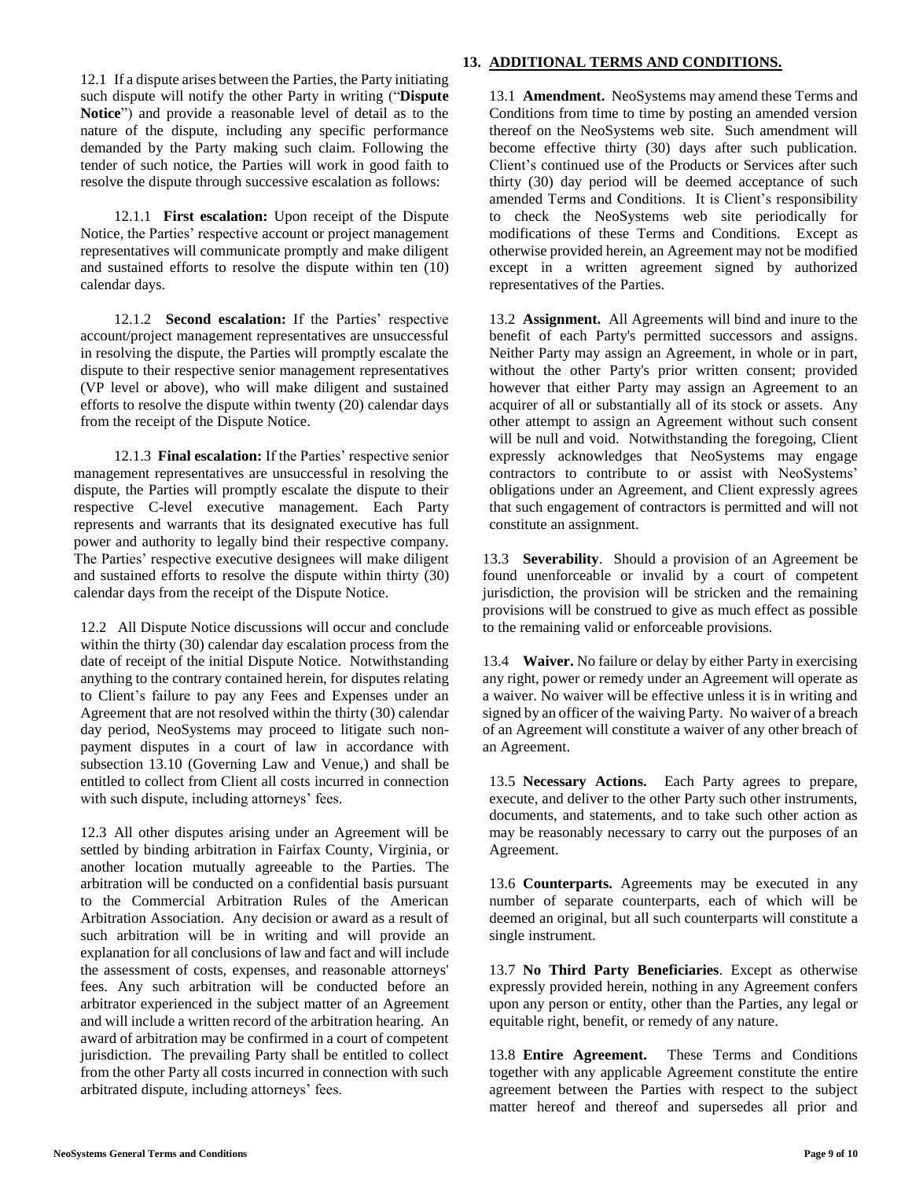12.1 If a dispute arises between the Parties, the Party initiating such dispute will notify the other Party in writing ("**Dispute Notice**") and provide a reasonable level of detail as to the nature of the dispute, including any specific performance demanded by the Party making such claim. Following the tender of such notice, the Parties will work in good faith to resolve the dispute through successive escalation as follows:

12.1.1 **First escalation:** Upon receipt of the Dispute Notice, the Parties' respective account or project management representatives will communicate promptly and make diligent and sustained efforts to resolve the dispute within ten (10) calendar days.

12.1.2 **Second escalation:** If the Parties' respective account/project management representatives are unsuccessful in resolving the dispute, the Parties will promptly escalate the dispute to their respective senior management representatives (VP level or above), who will make diligent and sustained efforts to resolve the dispute within twenty (20) calendar days from the receipt of the Dispute Notice.

12.1.3 **Final escalation:** If the Parties' respective senior management representatives are unsuccessful in resolving the dispute, the Parties will promptly escalate the dispute to their respective C-level executive management. Each Party represents and warrants that its designated executive has full power and authority to legally bind their respective company. The Parties' respective executive designees will make diligent and sustained efforts to resolve the dispute within thirty (30) calendar days from the receipt of the Dispute Notice.

12.2 All Dispute Notice discussions will occur and conclude within the thirty (30) calendar day escalation process from the date of receipt of the initial Dispute Notice. Notwithstanding anything to the contrary contained herein, for disputes relating to Client's failure to pay any Fees and Expenses under an Agreement that are not resolved within the thirty (30) calendar day period, NeoSystems may proceed to litigate such non-payment disputes in a court of law in accordance with subsection 13.10 (Governing Law and Venue,) and shall be entitled to collect from Client all costs incurred in connection with such dispute, including attorneys' fees.

12.3 All other disputes arising under an Agreement will be settled by binding arbitration in Fairfax County, Virginia, or another location mutually agreeable to the Parties. The arbitration will be conducted on a confidential basis pursuant to the Commercial Arbitration Rules of the American Arbitration Association. Any decision or award as a result of such arbitration will be in writing and will provide an explanation for all conclusions of law and fact and will include the assessment of costs, expenses, and reasonable attorneys' fees. Any such arbitration will be conducted before an arbitrator experienced in the subject matter of an Agreement and will include a written record of the arbitration hearing. An award of arbitration may be confirmed in a court of competent jurisdiction. The prevailing Party shall be entitled to collect from the other Party all costs incurred in connection with such arbitrated dispute, including attorneys' fees.

## 13. ADDITIONAL TERMS AND CONDITIONS.

13.1 **Amendment.** NeoSystems may amend these Terms and Conditions from time to time by posting an amended version thereof on the NeoSystems web site. Such amendment will become effective thirty (30) days after such publication. Client's continued use of the Products or Services after such thirty (30) day period will be deemed acceptance of such amended Terms and Conditions. It is Client's responsibility to check the NeoSystems web site periodically for modifications of these Terms and Conditions. Except as otherwise provided herein, an Agreement may not be modified except in a written agreement signed by authorized representatives of the Parties.

13.2 **Assignment.** All Agreements will bind and inure to the benefit of each Party's permitted successors and assigns. Neither Party may assign an Agreement, in whole or in part, without the other Party's prior written consent; provided however that either Party may assign an Agreement to an acquirer of all or substantially all of its stock or assets. Any other attempt to assign an Agreement without such consent will be null and void. Notwithstanding the foregoing, Client expressly acknowledges that NeoSystems may engage contractors to contribute to or assist with NeoSystems' obligations under an Agreement, and Client expressly agrees that such engagement of contractors is permitted and will not constitute an assignment.

13.3 **Severability**. Should a provision of an Agreement be found unenforceable or invalid by a court of competent jurisdiction, the provision will be stricken and the remaining provisions will be construed to give as much effect as possible to the remaining valid or enforceable provisions.

13.4 **Waiver.** No failure or delay by either Party in exercising any right, power or remedy under an Agreement will operate as a waiver. No waiver will be effective unless it is in writing and signed by an officer of the waiving Party. No waiver of a breach of an Agreement will constitute a waiver of any other breach of an Agreement.

13.5 **Necessary Actions.** Each Party agrees to prepare, execute, and deliver to the other Party such other instruments, documents, and statements, and to take such other action as may be reasonably necessary to carry out the purposes of an Agreement.

13.6 **Counterparts.** Agreements may be executed in any number of separate counterparts, each of which will be deemed an original, but all such counterparts will constitute a single instrument.

13.7 **No Third Party Beneficiaries**. Except as otherwise expressly provided herein, nothing in any Agreement confers upon any person or entity, other than the Parties, any legal or equitable right, benefit, or remedy of any nature.

13.8 **Entire Agreement.** These Terms and Conditions together with any applicable Agreement constitute the entire agreement between the Parties with respect to the subject matter hereof and thereof and supersedes all prior and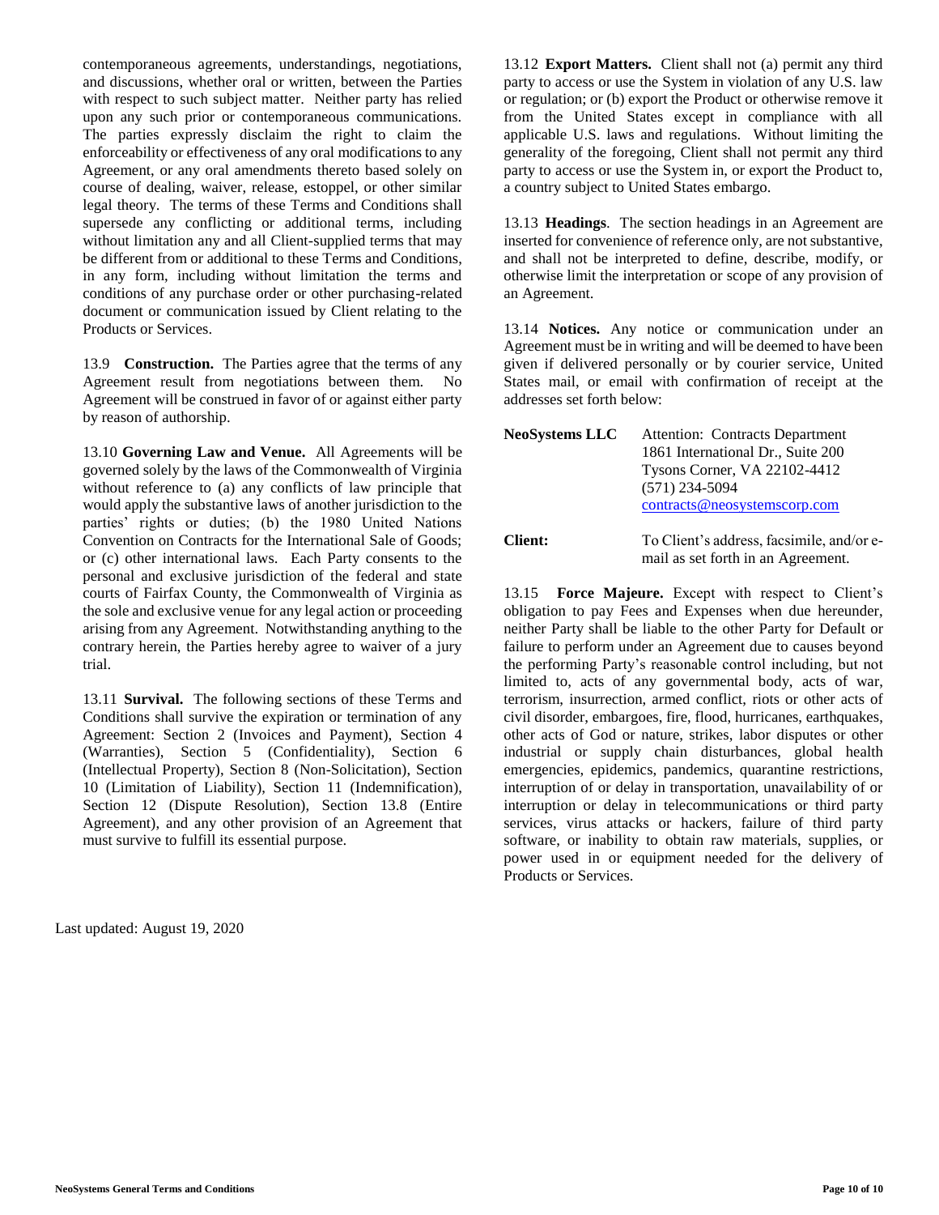contemporaneous agreements, understandings, negotiations, and discussions, whether oral or written, between the Parties with respect to such subject matter. Neither party has relied upon any such prior or contemporaneous communications. The parties expressly disclaim the right to claim the enforceability or effectiveness of any oral modifications to any Agreement, or any oral amendments thereto based solely on course of dealing, waiver, release, estoppel, or other similar legal theory. The terms of these Terms and Conditions shall supersede any conflicting or additional terms, including without limitation any and all Client-supplied terms that may be different from or additional to these Terms and Conditions, in any form, including without limitation the terms and conditions of any purchase order or other purchasing-related document or communication issued by Client relating to the Products or Services.

13.9 **Construction.** The Parties agree that the terms of any Agreement result from negotiations between them. No Agreement will be construed in favor of or against either party by reason of authorship.

13.10 **Governing Law and Venue.** All Agreements will be governed solely by the laws of the Commonwealth of Virginia without reference to (a) any conflicts of law principle that would apply the substantive laws of another jurisdiction to the parties' rights or duties; (b) the 1980 United Nations Convention on Contracts for the International Sale of Goods; or (c) other international laws. Each Party consents to the personal and exclusive jurisdiction of the federal and state courts of Fairfax County, the Commonwealth of Virginia as the sole and exclusive venue for any legal action or proceeding arising from any Agreement. Notwithstanding anything to the contrary herein, the Parties hereby agree to waiver of a jury trial.

13.11 **Survival.** The following sections of these Terms and Conditions shall survive the expiration or termination of any Agreement: Section 2 (Invoices and Payment), Section 4 (Warranties), Section 5 (Confidentiality), Section 6 (Intellectual Property), Section 8 (Non-Solicitation), Section 10 (Limitation of Liability), Section 11 (Indemnification), Section 12 (Dispute Resolution), Section 13.8 (Entire Agreement), and any other provision of an Agreement that must survive to fulfill its essential purpose.

13.12 **Export Matters.** Client shall not (a) permit any third party to access or use the System in violation of any U.S. law or regulation; or (b) export the Product or otherwise remove it from the United States except in compliance with all applicable U.S. laws and regulations. Without limiting the generality of the foregoing, Client shall not permit any third party to access or use the System in, or export the Product to, a country subject to United States embargo.

13.13 **Headings**. The section headings in an Agreement are inserted for convenience of reference only, are not substantive, and shall not be interpreted to define, describe, modify, or otherwise limit the interpretation or scope of any provision of an Agreement.

13.14 **Notices.** Any notice or communication under an Agreement must be in writing and will be deemed to have been given if delivered personally or by courier service, United States mail, or email with confirmation of receipt at the addresses set forth below:

| | |
|---|---|
| **NeoSystems LLC** | Attention: Contracts Department<br>1861 International Dr., Suite 200<br>Tysons Corner, VA 22102-4412<br>(571) 234-5094<br>contracts@neosystemscorp.com |
| **Client:** | To Client's address, facsimile, and/or e-mail as set forth in an Agreement. |

13.15 **Force Majeure.** Except with respect to Client's obligation to pay Fees and Expenses when due hereunder, neither Party shall be liable to the other Party for Default or failure to perform under an Agreement due to causes beyond the performing Party's reasonable control including, but not limited to, acts of any governmental body, acts of war, terrorism, insurrection, armed conflict, riots or other acts of civil disorder, embargoes, fire, flood, hurricanes, earthquakes, other acts of God or nature, strikes, labor disputes or other industrial or supply chain disturbances, global health emergencies, epidemics, pandemics, quarantine restrictions, interruption of or delay in transportation, unavailability of or interruption or delay in telecommunications or third party services, virus attacks or hackers, failure of third party software, or inability to obtain raw materials, supplies, or power used in or equipment needed for the delivery of Products or Services.

Last updated: August 19, 2020